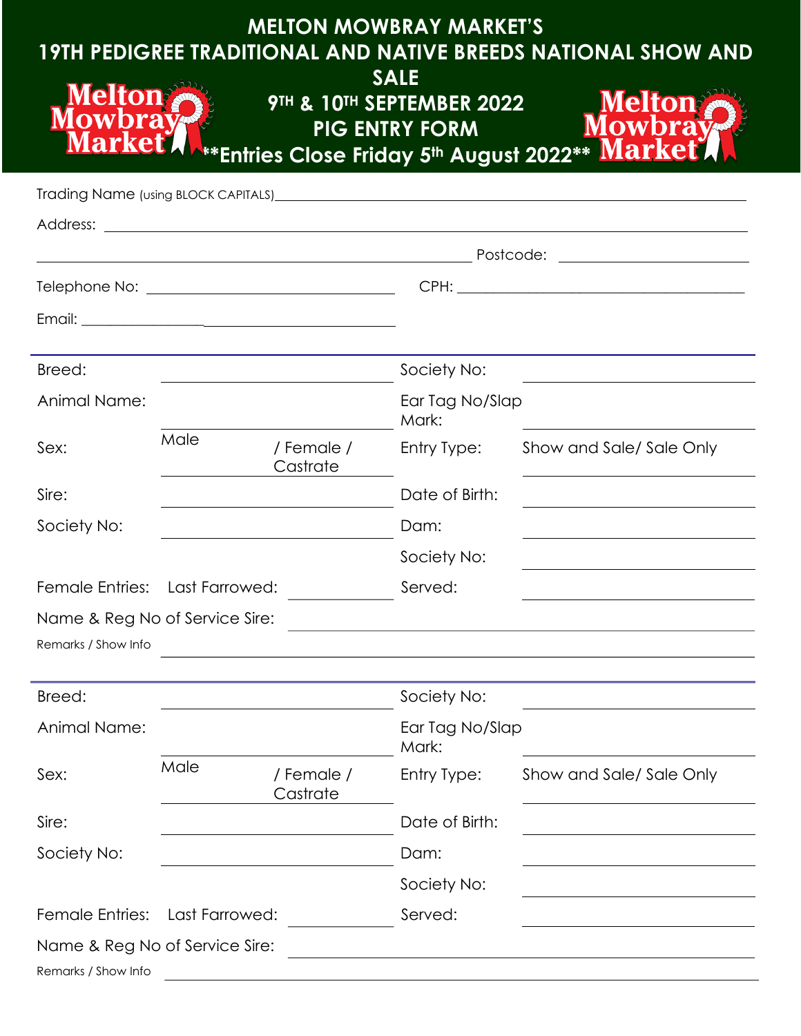# MELTON MOWBRAY MARKET'S

# 19TH PEDIGREE TRADITIONAL AND NATIVE BREEDS NATIONAL SHOW AND SALE

## 9TH & 10TH SEPTEMBER 2022

## PIG ENTRY FORM

**\*\*Entries Close Friday 5th August 2022\*\***

Trading Name (using BLOCK CAPITALS) ______________________________

Address: ______________________________

______________________________ Postcode: ______________

Telephone No: ______________ CPH: ______________

Email: ______________

---

| | | | | |
|---|---|---|---|---|
| Breed: | | | Society No: | |
| Animal Name: | | | Ear Tag No/Slap Mark: | |
| Sex: | Male | / Female / Castrate | Entry Type: | Show and Sale/ Sale Only |
| Sire: | | | Date of Birth: | |
| Society No: | | | Dam: | |
| | | | Society No: | |
| Female Entries: | Last Farrowed: | | Served: | |
| Name & Reg No of Service Sire: | | | | |
| Remarks / Show Info | | | | |

---

| | | | | |
|---|---|---|---|---|
| Breed: | | | Society No: | |
| Animal Name: | | | Ear Tag No/Slap Mark: | |
| Sex: | Male | / Female / Castrate | Entry Type: | Show and Sale/ Sale Only |
| Sire: | | | Date of Birth: | |
| Society No: | | | Dam: | |
| | | | Society No: | |
| Female Entries: | Last Farrowed: | | Served: | |
| Name & Reg No of Service Sire: | | | | |
| Remarks / Show Info | | | | |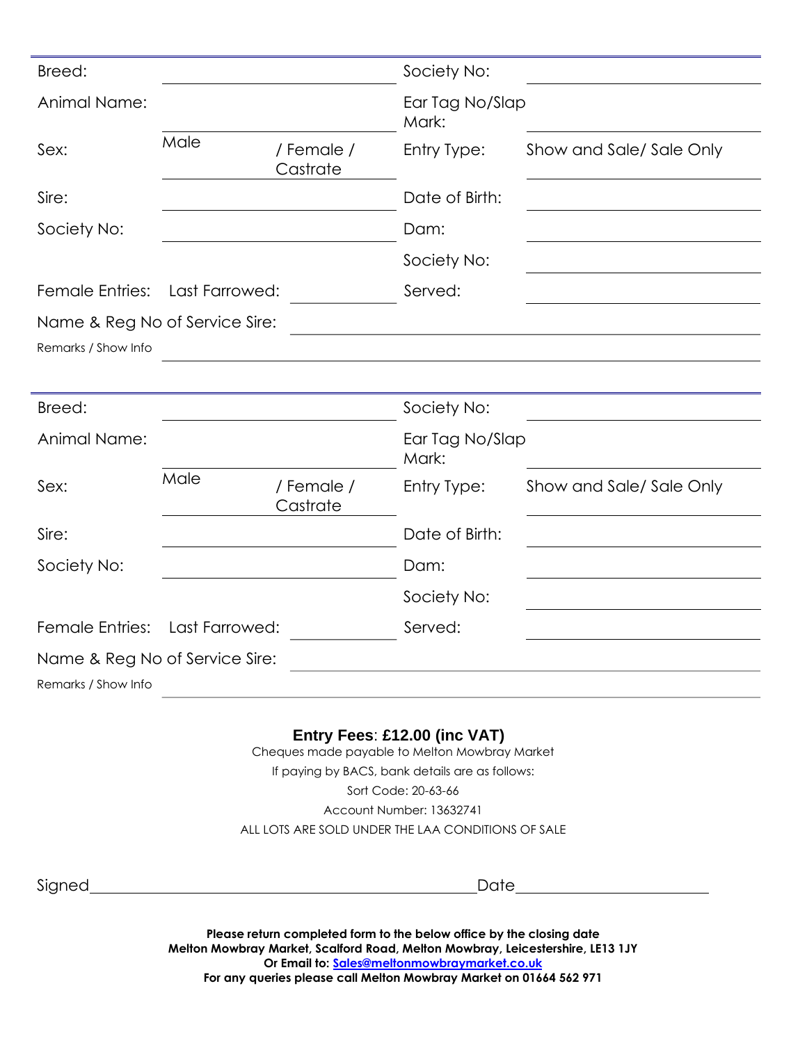| | | | |
|---|---|---|---|
| Breed: | | Society No: | |
| Animal Name: | | Ear Tag No/Slap Mark: | |
| Sex: | Male / Female / Castrate | Entry Type: | Show and Sale/ Sale Only |
| Sire: | | Date of Birth: | |
| Society No: | | Dam: | |
| | | Society No: | |
| Female Entries: | Last Farrowed: | Served: | |
| Name & Reg No of Service Sire: | | | |
| Remarks / Show Info | | | |

| | | | |
|---|---|---|---|
| Breed: | | Society No: | |
| Animal Name: | | Ear Tag No/Slap Mark: | |
| Sex: | Male / Female / Castrate | Entry Type: | Show and Sale/ Sale Only |
| Sire: | | Date of Birth: | |
| Society No: | | Dam: | |
| | | Society No: | |
| Female Entries: | Last Farrowed: | Served: | |
| Name & Reg No of Service Sire: | | | |
| Remarks / Show Info | | | |

**Entry Fees**: **£12.00 (inc VAT)**

Cheques made payable to Melton Mowbray Market

If paying by BACS, bank details are as follows:

Sort Code: 20-63-66

Account Number: 13632741

ALL LOTS ARE SOLD UNDER THE LAA CONDITIONS OF SALE

Signed________________________________ Date________________

**Please return completed form to the below office by the closing date**
**Melton Mowbray Market, Scalford Road, Melton Mowbray, Leicestershire, LE13 1JY**
**Or Email to: Sales@meltonmowbraymarket.co.uk**
**For any queries please call Melton Mowbray Market on 01664 562 971**